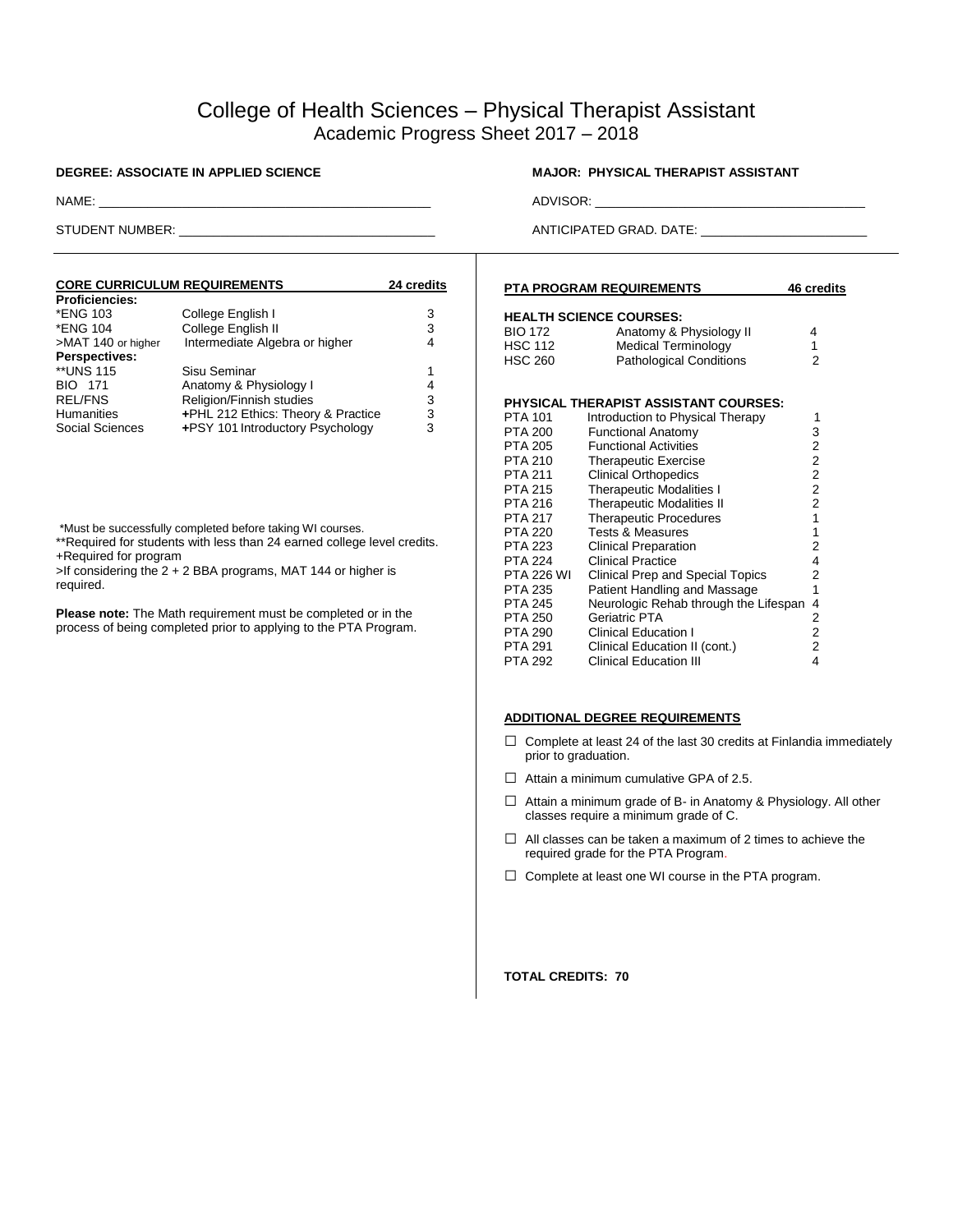# College of Health Sciences – Physical Therapist Assistant

## Academic Progress Sheet 2017 – 2018

**DEGREE: ASSOCIATE IN APPLIED SCIENCE**

**MAJOR: PHYSICAL THERAPIST ASSISTANT**

NAME: ______________________________________________

ADVISOR: ______________________________________

STUDENT NUMBER: ___________________________________

ANTICIPATED GRAD. DATE: _______________________

### CORE CURRICULUM REQUIREMENTS — 24 credits

| Course | Title | Credits |
|---|---|---|
| **Proficiencies:** | | |
| *ENG 103 | College English I | 3 |
| *ENG 104 | College English II | 3 |
| >MAT 140 or higher | Intermediate Algebra or higher | 4 |
| **Perspectives:** | | |
| **UNS 115 | Sisu Seminar | 1 |
| BIO 171 | Anatomy & Physiology I | 4 |
| REL/FNS | Religion/Finnish studies | 3 |
| Humanities | **+**PHL 212 Ethics: Theory & Practice | 3 |
| Social Sciences | **+**PSY 101 Introductory Psychology | 3 |

*Must be successfully completed before taking WI courses.
**Required for students with less than 24 earned college level credits.
+Required for program
>If considering the 2 + 2 BBA programs, MAT 144 or higher is required.

**Please note:** The Math requirement must be completed or in the process of being completed prior to applying to the PTA Program.

### PTA PROGRAM REQUIREMENTS — 46 credits

**HEALTH SCIENCE COURSES:**

| Course | Title | Credits |
|---|---|---|
| BIO 172 | Anatomy & Physiology II | 4 |
| HSC 112 | Medical Terminology | 1 |
| HSC 260 | Pathological Conditions | 2 |

**PHYSICAL THERAPIST ASSISTANT COURSES:**

| Course | Title | Credits |
|---|---|---|
| PTA 101 | Introduction to Physical Therapy | 1 |
| PTA 200 | Functional Anatomy | 3 |
| PTA 205 | Functional Activities | 2 |
| PTA 210 | Therapeutic Exercise | 2 |
| PTA 211 | Clinical Orthopedics | 2 |
| PTA 215 | Therapeutic Modalities I | 2 |
| PTA 216 | Therapeutic Modalities II | 2 |
| PTA 217 | Therapeutic Procedures | 1 |
| PTA 220 | Tests & Measures | 1 |
| PTA 223 | Clinical Preparation | 2 |
| PTA 224 | Clinical Practice | 4 |
| PTA 226 WI | Clinical Prep and Special Topics | 2 |
| PTA 235 | Patient Handling and Massage | 1 |
| PTA 245 | Neurologic Rehab through the Lifespan | 4 |
| PTA 250 | Geriatric PTA | 2 |
| PTA 290 | Clinical Education I | 2 |
| PTA 291 | Clinical Education II (cont.) | 2 |
| PTA 292 | Clinical Education III | 4 |

### ADDITIONAL DEGREE REQUIREMENTS

- ☐ Complete at least 24 of the last 30 credits at Finlandia immediately prior to graduation.
- ☐ Attain a minimum cumulative GPA of 2.5.
- ☐ Attain a minimum grade of B- in Anatomy & Physiology. All other classes require a minimum grade of C.
- ☐ All classes can be taken a maximum of 2 times to achieve the required grade for the PTA Program.
- ☐ Complete at least one WI course in the PTA program.

**TOTAL CREDITS: 70**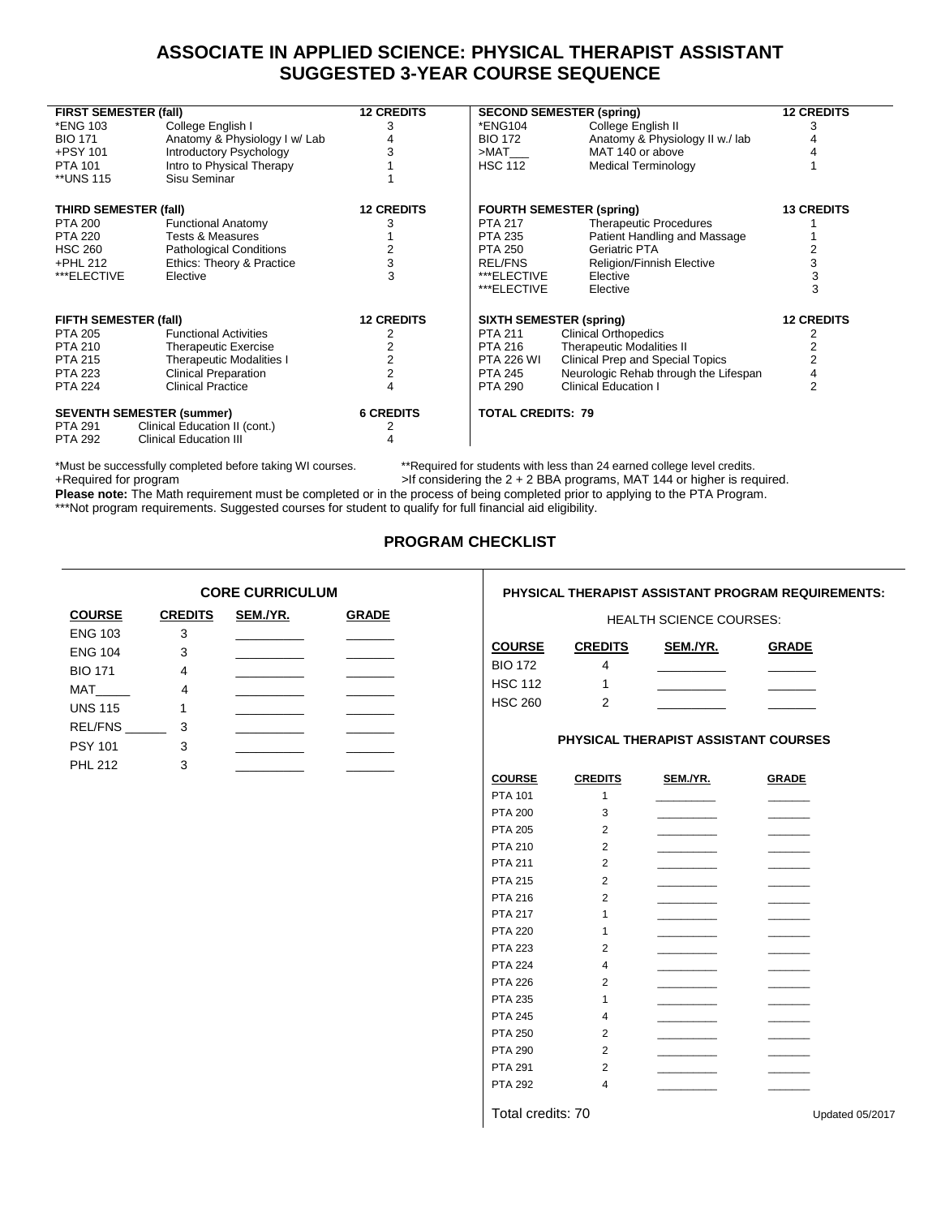# ASSOCIATE IN APPLIED SCIENCE: PHYSICAL THERAPIST ASSISTANT
# SUGGESTED 3-YEAR COURSE SEQUENCE

| FIRST SEMESTER (fall) | | 12 CREDITS |
|---|---|---|
| *ENG 103 | College English I | 3 |
| BIO 171 | Anatomy & Physiology I w/ Lab | 4 |
| +PSY 101 | Introductory Psychology | 3 |
| PTA 101 | Intro to Physical Therapy | 1 |
| **UNS 115 | Sisu Seminar | 1 |

| SECOND SEMESTER (spring) | | 12 CREDITS |
|---|---|---|
| *ENG104 | College English II | 3 |
| BIO 172 | Anatomy & Physiology II w./ lab | 4 |
| >MAT___ | MAT 140 or above | 4 |
| HSC 112 | Medical Terminology | 1 |

| THIRD SEMESTER (fall) | | 12 CREDITS |
|---|---|---|
| PTA 200 | Functional Anatomy | 3 |
| PTA 220 | Tests & Measures | 1 |
| HSC 260 | Pathological Conditions | 2 |
| +PHL 212 | Ethics: Theory & Practice | 3 |
| ***ELECTIVE | Elective | 3 |

| FOURTH SEMESTER (spring) | | 13 CREDITS |
|---|---|---|
| PTA 217 | Therapeutic Procedures | 1 |
| PTA 235 | Patient Handling and Massage | 1 |
| PTA 250 | Geriatric PTA | 2 |
| REL/FNS | Religion/Finnish Elective | 3 |
| ***ELECTIVE | Elective | 3 |
| ***ELECTIVE | Elective | 3 |

| FIFTH SEMESTER (fall) | | 12 CREDITS |
|---|---|---|
| PTA 205 | Functional Activities | 2 |
| PTA 210 | Therapeutic Exercise | 2 |
| PTA 215 | Therapeutic Modalities I | 2 |
| PTA 223 | Clinical Preparation | 2 |
| PTA 224 | Clinical Practice | 4 |

| SIXTH SEMESTER (spring) | | 12 CREDITS |
|---|---|---|
| PTA 211 | Clinical Orthopedics | 2 |
| PTA 216 | Therapeutic Modalities II | 2 |
| PTA 226 WI | Clinical Prep and Special Topics | 2 |
| PTA 245 | Neurologic Rehab through the Lifespan | 4 |
| PTA 290 | Clinical Education I | 2 |

| SEVENTH SEMESTER (summer) | | 6 CREDITS |
|---|---|---|
| PTA 291 | Clinical Education II (cont.) | 2 |
| PTA 292 | Clinical Education III | 4 |

**TOTAL CREDITS: 79**

*Must be successfully completed before taking WI courses.
**Required for students with less than 24 earned college level credits.
+Required for program
>If considering the 2 + 2 BBA programs, MAT 144 or higher is required.
**Please note:** The Math requirement must be completed or in the process of being completed prior to applying to the PTA Program.
***Not program requirements. Suggested courses for student to qualify for full financial aid eligibility.

## PROGRAM CHECKLIST

### CORE CURRICULUM

| COURSE | CREDITS | SEM./YR. | GRADE |
|---|---|---|---|
| ENG 103 | 3 | | |
| ENG 104 | 3 | | |
| BIO 171 | 4 | | |
| MAT_____ | 4 | | |
| UNS 115 | 1 | | |
| REL/FNS ______ | 3 | | |
| PSY 101 | 3 | | |
| PHL 212 | 3 | | |

### PHYSICAL THERAPIST ASSISTANT PROGRAM REQUIREMENTS:

HEALTH SCIENCE COURSES:

| COURSE | CREDITS | SEM./YR. | GRADE |
|---|---|---|---|
| BIO 172 | 4 | | |
| HSC 112 | 1 | | |
| HSC 260 | 2 | | |

#### PHYSICAL THERAPIST ASSISTANT COURSES

| COURSE | CREDITS | SEM./YR. | GRADE |
|---|---|---|---|
| PTA 101 | 1 | | |
| PTA 200 | 3 | | |
| PTA 205 | 2 | | |
| PTA 210 | 2 | | |
| PTA 211 | 2 | | |
| PTA 215 | 2 | | |
| PTA 216 | 2 | | |
| PTA 217 | 1 | | |
| PTA 220 | 1 | | |
| PTA 223 | 2 | | |
| PTA 224 | 4 | | |
| PTA 226 | 2 | | |
| PTA 235 | 1 | | |
| PTA 245 | 4 | | |
| PTA 250 | 2 | | |
| PTA 290 | 2 | | |
| PTA 291 | 2 | | |
| PTA 292 | 4 | | |

Total credits: 70

Updated 05/2017